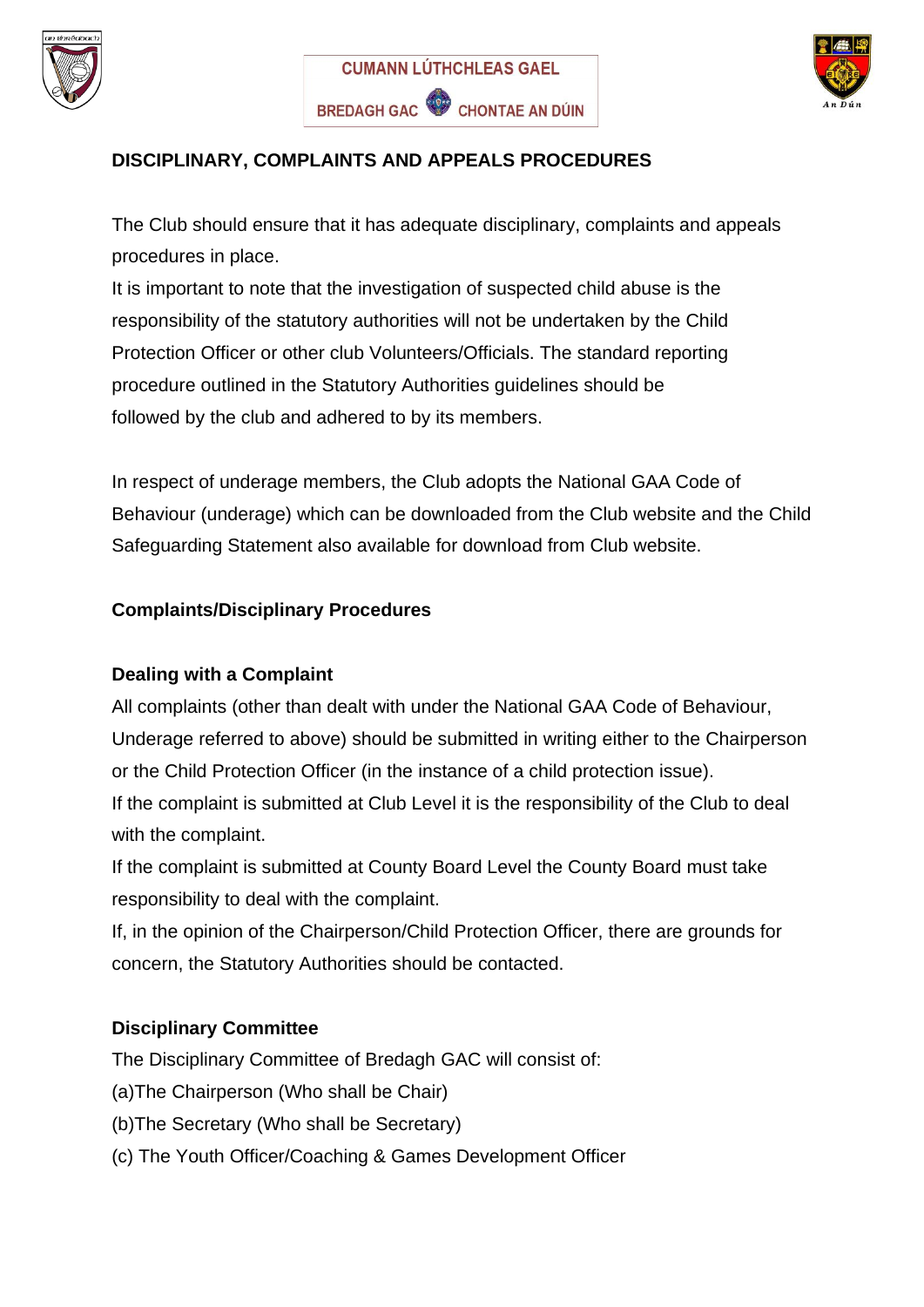CUMANN LÚTHCHLEAS GAEL

BREDAGH GAC CHONTAE AN DÚIN

## DISCIPLINARY, COMPLAINTS AND APPEALS PROCEDURES

The Club should ensure that it has adequate disciplinary, complaints and appeals procedures in place.
It is important to note that the investigation of suspected child abuse is the responsibility of the statutory authorities will not be undertaken by the Child Protection Officer or other club Volunteers/Officials. The standard reporting procedure outlined in the Statutory Authorities guidelines should be followed by the club and adhered to by its members.

In respect of underage members, the Club adopts the National GAA Code of Behaviour (underage) which can be downloaded from the Club website and the Child Safeguarding Statement also available for download from Club website.

### Complaints/Disciplinary Procedures

#### Dealing with a Complaint

All complaints (other than dealt with under the National GAA Code of Behaviour, Underage referred to above) should be submitted in writing either to the Chairperson or the Child Protection Officer (in the instance of a child protection issue).
If the complaint is submitted at Club Level it is the responsibility of the Club to deal with the complaint.
If the complaint is submitted at County Board Level the County Board must take responsibility to deal with the complaint.
If, in the opinion of the Chairperson/Child Protection Officer, there are grounds for concern, the Statutory Authorities should be contacted.

#### Disciplinary Committee

The Disciplinary Committee of Bredagh GAC will consist of:
(a)The Chairperson (Who shall be Chair)
(b)The Secretary (Who shall be Secretary)
(c) The Youth Officer/Coaching & Games Development Officer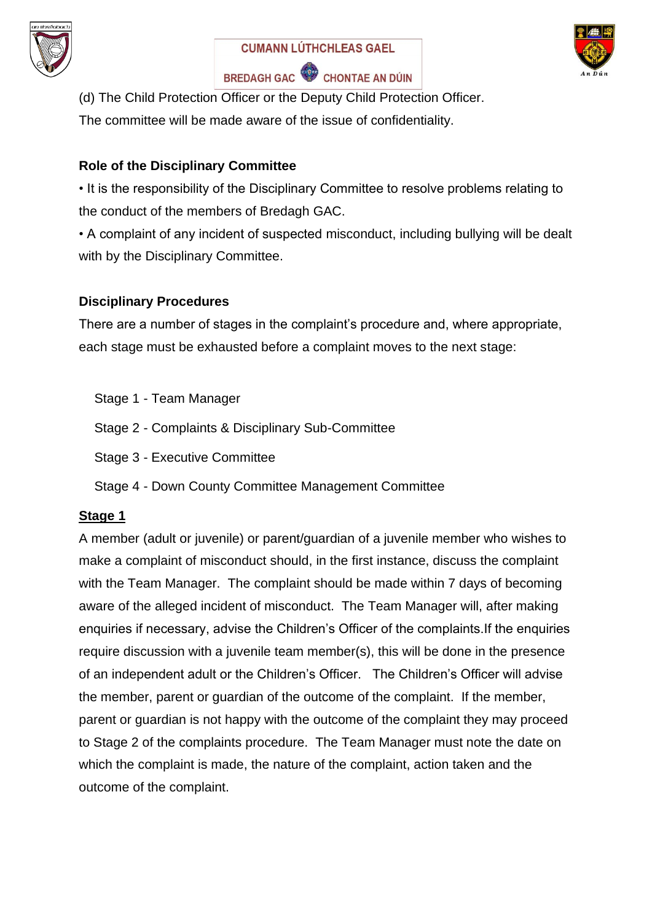(d) The Child Protection Officer or the Deputy Child Protection Officer.

The committee will be made aware of the issue of confidentiality.

**Role of the Disciplinary Committee**

• It is the responsibility of the Disciplinary Committee to resolve problems relating to the conduct of the members of Bredagh GAC.

• A complaint of any incident of suspected misconduct, including bullying will be dealt with by the Disciplinary Committee.

**Disciplinary Procedures**

There are a number of stages in the complaint's procedure and, where appropriate, each stage must be exhausted before a complaint moves to the next stage:

Stage 1 - Team Manager

Stage 2 - Complaints & Disciplinary Sub-Committee

Stage 3 - Executive Committee

Stage 4 - Down County Committee Management Committee

**Stage 1**

A member (adult or juvenile) or parent/guardian of a juvenile member who wishes to make a complaint of misconduct should, in the first instance, discuss the complaint with the Team Manager. The complaint should be made within 7 days of becoming aware of the alleged incident of misconduct. The Team Manager will, after making enquiries if necessary, advise the Children's Officer of the complaints.If the enquiries require discussion with a juvenile team member(s), this will be done in the presence of an independent adult or the Children's Officer. The Children's Officer will advise the member, parent or guardian of the outcome of the complaint. If the member, parent or guardian is not happy with the outcome of the complaint they may proceed to Stage 2 of the complaints procedure. The Team Manager must note the date on which the complaint is made, the nature of the complaint, action taken and the outcome of the complaint.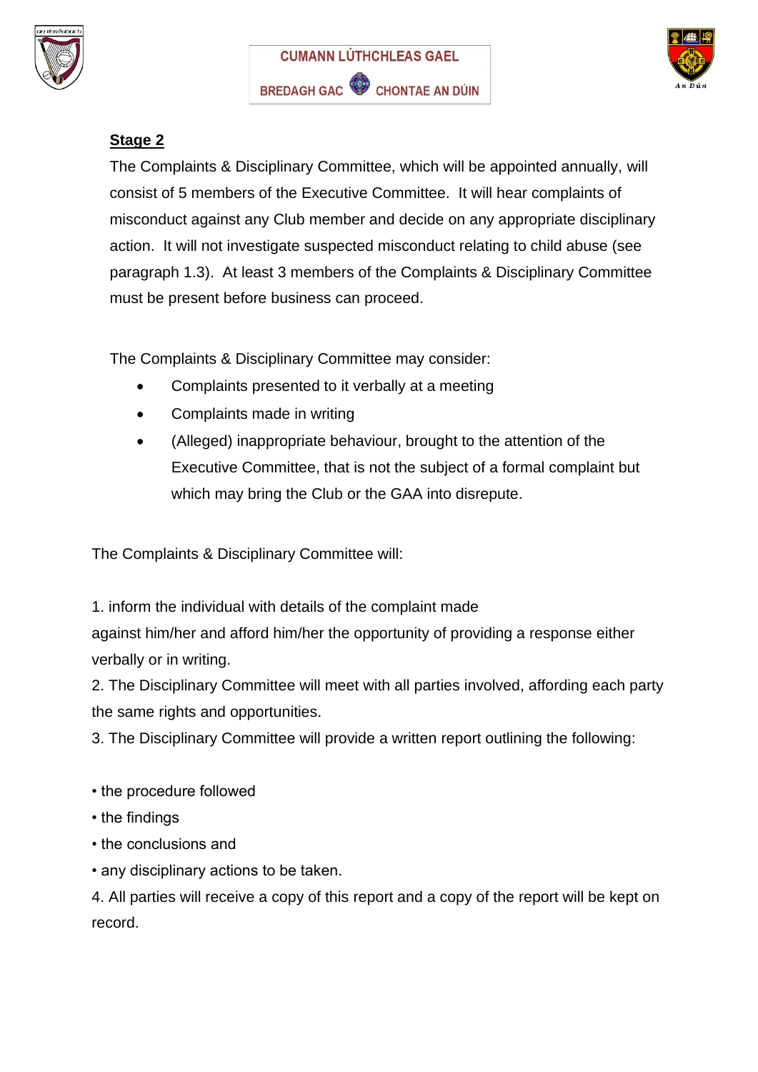**Stage 2**

The Complaints & Disciplinary Committee, which will be appointed annually, will consist of 5 members of the Executive Committee. It will hear complaints of misconduct against any Club member and decide on any appropriate disciplinary action. It will not investigate suspected misconduct relating to child abuse (see paragraph 1.3). At least 3 members of the Complaints & Disciplinary Committee must be present before business can proceed.

The Complaints & Disciplinary Committee may consider:

- Complaints presented to it verbally at a meeting
- Complaints made in writing
- (Alleged) inappropriate behaviour, brought to the attention of the Executive Committee, that is not the subject of a formal complaint but which may bring the Club or the GAA into disrepute.

The Complaints & Disciplinary Committee will:

1. inform the individual with details of the complaint made against him/her and afford him/her the opportunity of providing a response either verbally or in writing.
2. The Disciplinary Committee will meet with all parties involved, affording each party the same rights and opportunities.
3. The Disciplinary Committee will provide a written report outlining the following:

- the procedure followed
- the findings
- the conclusions and
- any disciplinary actions to be taken.

4. All parties will receive a copy of this report and a copy of the report will be kept on record.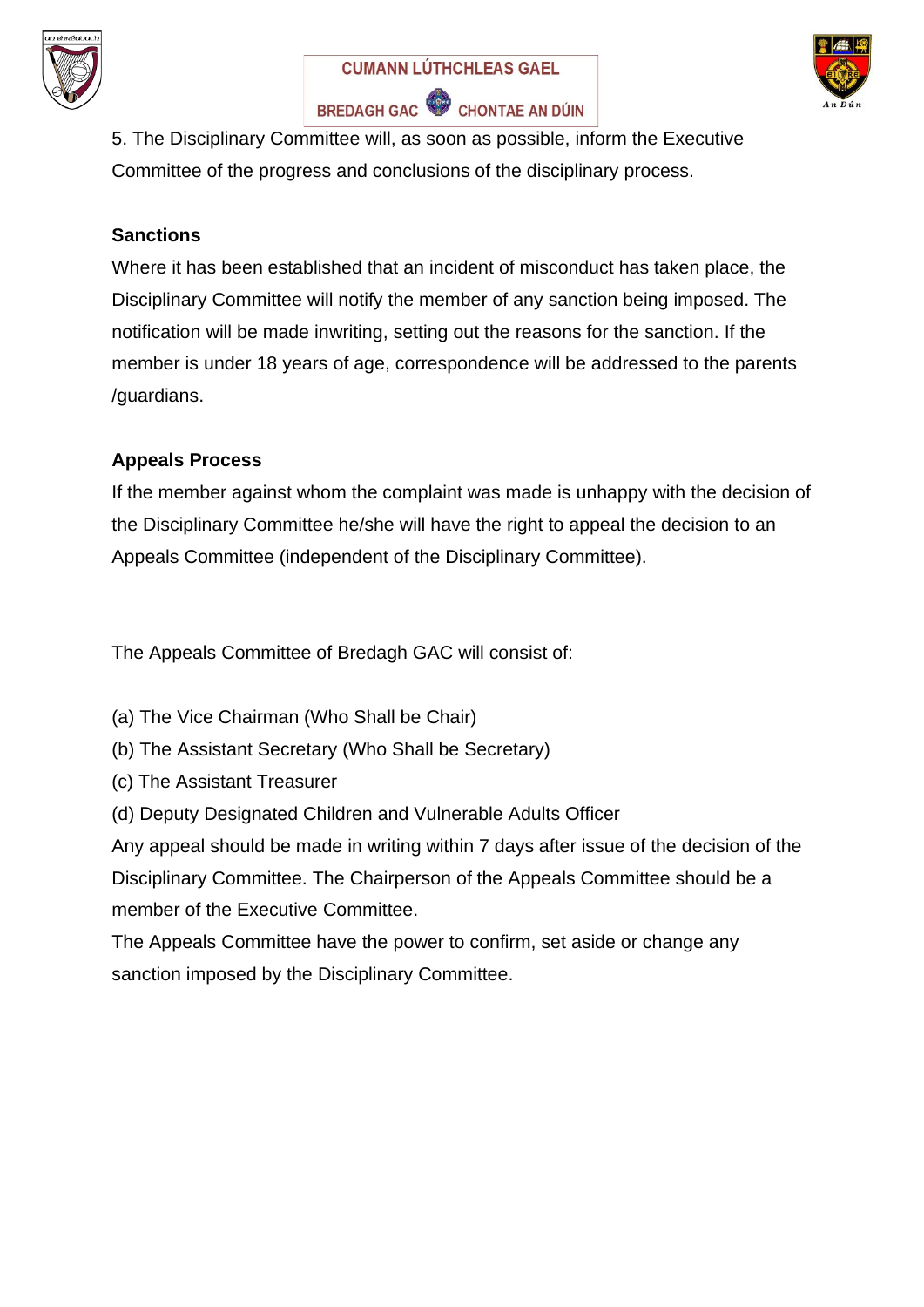5. The Disciplinary Committee will, as soon as possible, inform the Executive Committee of the progress and conclusions of the disciplinary process.

**Sanctions**

Where it has been established that an incident of misconduct has taken place, the Disciplinary Committee will notify the member of any sanction being imposed. The notification will be made inwriting, setting out the reasons for the sanction. If the member is under 18 years of age, correspondence will be addressed to the parents /guardians.

**Appeals Process**

If the member against whom the complaint was made is unhappy with the decision of the Disciplinary Committee he/she will have the right to appeal the decision to an Appeals Committee (independent of the Disciplinary Committee).

The Appeals Committee of Bredagh GAC will consist of:

(a) The Vice Chairman (Who Shall be Chair)
(b) The Assistant Secretary (Who Shall be Secretary)
(c) The Assistant Treasurer
(d) Deputy Designated Children and Vulnerable Adults Officer

Any appeal should be made in writing within 7 days after issue of the decision of the Disciplinary Committee. The Chairperson of the Appeals Committee should be a member of the Executive Committee.

The Appeals Committee have the power to confirm, set aside or change any sanction imposed by the Disciplinary Committee.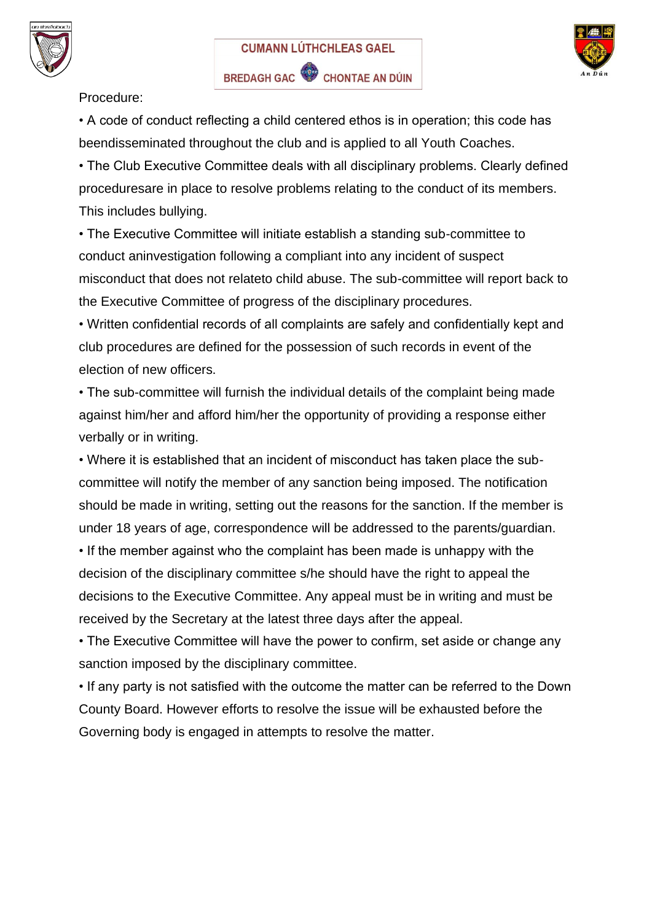Procedure:

- A code of conduct reflecting a child centered ethos is in operation; this code has beendisseminated throughout the club and is applied to all Youth Coaches.
- The Club Executive Committee deals with all disciplinary problems. Clearly defined proceduresare in place to resolve problems relating to the conduct of its members. This includes bullying.
- The Executive Committee will initiate establish a standing sub-committee to conduct aninvestigation following a compliant into any incident of suspect misconduct that does not relateto child abuse. The sub-committee will report back to the Executive Committee of progress of the disciplinary procedures.
- Written confidential records of all complaints are safely and confidentially kept and club procedures are defined for the possession of such records in event of the election of new officers.
- The sub-committee will furnish the individual details of the complaint being made against him/her and afford him/her the opportunity of providing a response either verbally or in writing.
- Where it is established that an incident of misconduct has taken place the sub-committee will notify the member of any sanction being imposed. The notification should be made in writing, setting out the reasons for the sanction. If the member is under 18 years of age, correspondence will be addressed to the parents/guardian.
- If the member against who the complaint has been made is unhappy with the decision of the disciplinary committee s/he should have the right to appeal the decisions to the Executive Committee. Any appeal must be in writing and must be received by the Secretary at the latest three days after the appeal.
- The Executive Committee will have the power to confirm, set aside or change any sanction imposed by the disciplinary committee.
- If any party is not satisfied with the outcome the matter can be referred to the Down County Board. However efforts to resolve the issue will be exhausted before the Governing body is engaged in attempts to resolve the matter.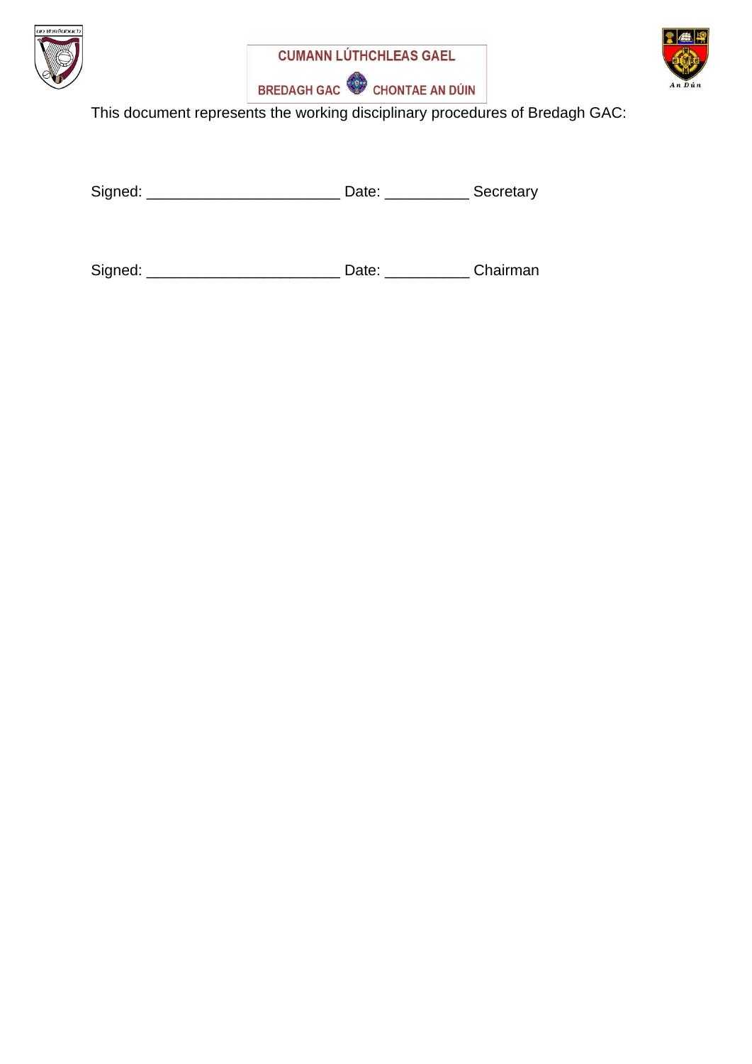This document represents the working disciplinary procedures of Bredagh GAC:

Signed: ______________________ Date: __________ Secretary

Signed: ______________________ Date: __________ Chairman